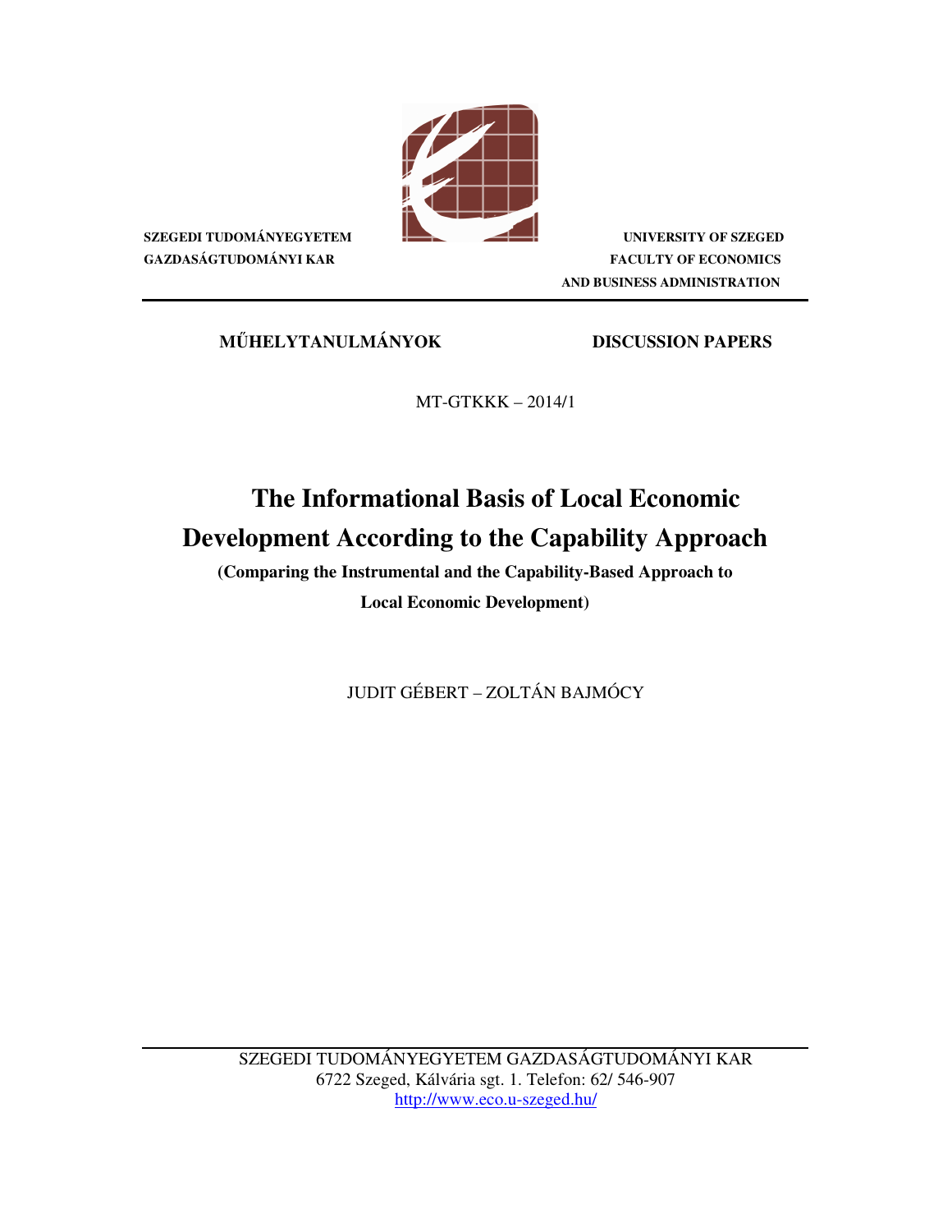**SZEGEDI TUDOMÁNYEGYETEM**
**GAZDASÁGTUDOMÁNYI KAR**

**UNIVERSITY OF SZEGED**
**FACULTY OF ECONOMICS AND BUSINESS ADMINISTRATION**

**MŰHELYTANULMÁNYOK** **DISCUSSION PAPERS**

MT-GTKKK – 2014/1

# The Informational Basis of Local Economic Development According to the Capability Approach

**(Comparing the Instrumental and the Capability-Based Approach to Local Economic Development)**

JUDIT GÉBERT – ZOLTÁN BAJMÓCY

SZEGEDI TUDOMÁNYEGYETEM GAZDASÁGTUDOMÁNYI KAR
6722 Szeged, Kálvária sgt. 1. Telefon: 62/ 546-907
http://www.eco.u-szeged.hu/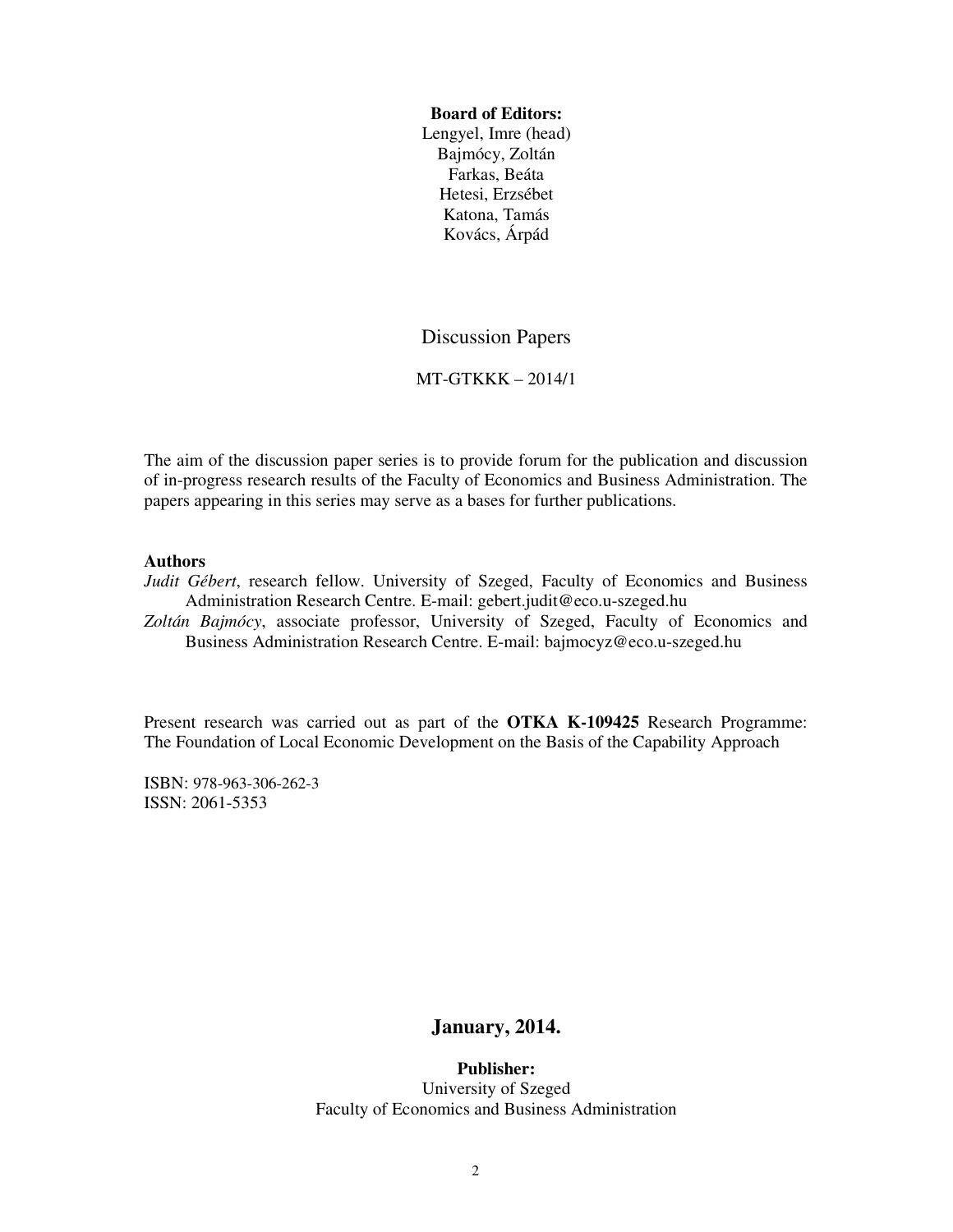**Board of Editors:**
Lengyel, Imre (head)
Bajmócy, Zoltán
Farkas, Beáta
Hetesi, Erzsébet
Katona, Tamás
Kovács, Árpád

Discussion Papers

MT-GTKKK – 2014/1

The aim of the discussion paper series is to provide forum for the publication and discussion of in-progress research results of the Faculty of Economics and Business Administration. The papers appearing in this series may serve as a bases for further publications.

**Authors**

*Judit Gébert*, research fellow. University of Szeged, Faculty of Economics and Business Administration Research Centre. E-mail: gebert.judit@eco.u-szeged.hu

*Zoltán Bajmócy*, associate professor, University of Szeged, Faculty of Economics and Business Administration Research Centre. E-mail: bajmocyz@eco.u-szeged.hu

Present research was carried out as part of the **OTKA K-109425** Research Programme: The Foundation of Local Economic Development on the Basis of the Capability Approach

ISBN: 978-963-306-262-3
ISSN: 2061-5353

**January, 2014.**

**Publisher:**
University of Szeged
Faculty of Economics and Business Administration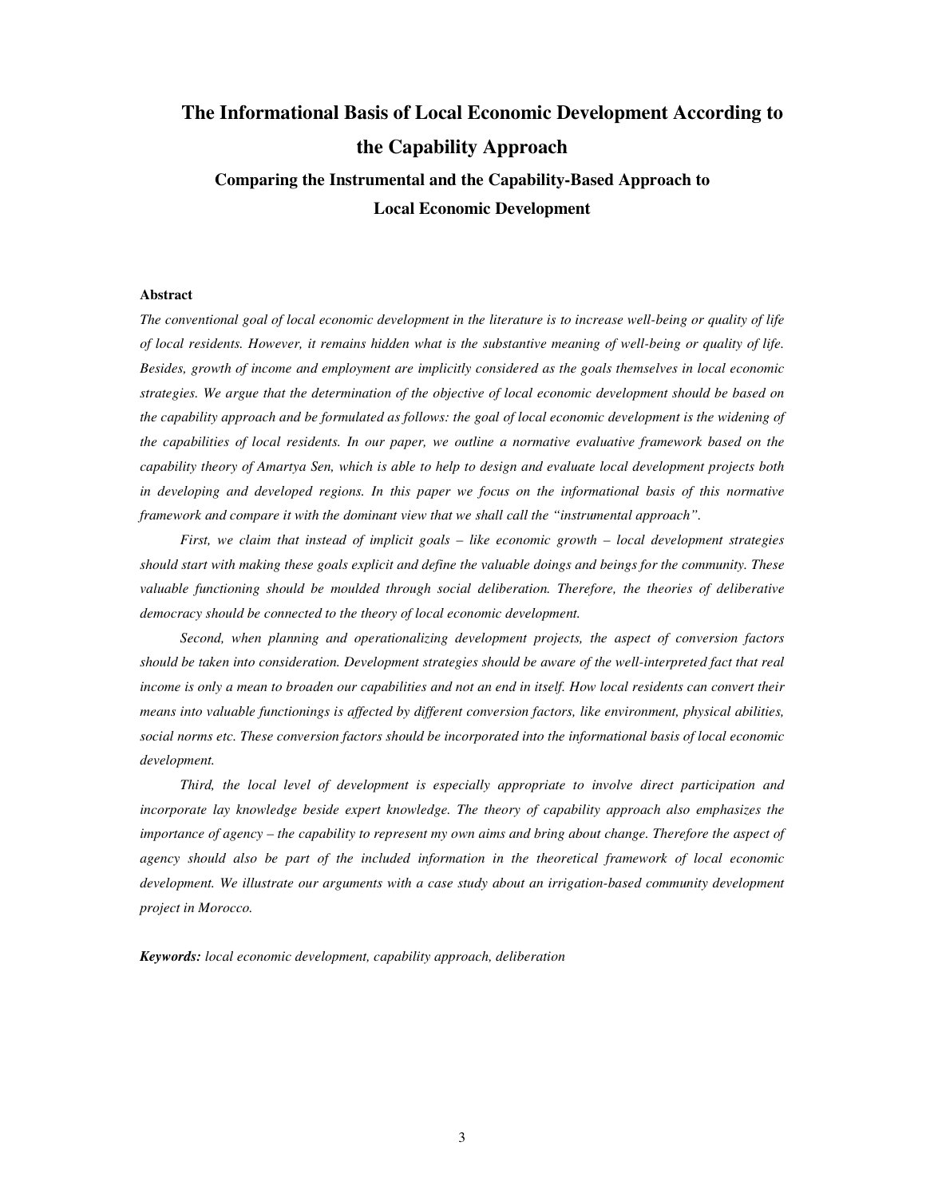# The Informational Basis of Local Economic Development According to the Capability Approach

## Comparing the Instrumental and the Capability-Based Approach to Local Economic Development

**Abstract**

*The conventional goal of local economic development in the literature is to increase well-being or quality of life of local residents. However, it remains hidden what is the substantive meaning of well-being or quality of life. Besides, growth of income and employment are implicitly considered as the goals themselves in local economic strategies. We argue that the determination of the objective of local economic development should be based on the capability approach and be formulated as follows: the goal of local economic development is the widening of the capabilities of local residents. In our paper, we outline a normative evaluative framework based on the capability theory of Amartya Sen, which is able to help to design and evaluate local development projects both in developing and developed regions. In this paper we focus on the informational basis of this normative framework and compare it with the dominant view that we shall call the "instrumental approach".*

*First, we claim that instead of implicit goals – like economic growth – local development strategies should start with making these goals explicit and define the valuable doings and beings for the community. These valuable functioning should be moulded through social deliberation. Therefore, the theories of deliberative democracy should be connected to the theory of local economic development.*

*Second, when planning and operationalizing development projects, the aspect of conversion factors should be taken into consideration. Development strategies should be aware of the well-interpreted fact that real income is only a mean to broaden our capabilities and not an end in itself. How local residents can convert their means into valuable functionings is affected by different conversion factors, like environment, physical abilities, social norms etc. These conversion factors should be incorporated into the informational basis of local economic development.*

*Third, the local level of development is especially appropriate to involve direct participation and incorporate lay knowledge beside expert knowledge. The theory of capability approach also emphasizes the importance of agency – the capability to represent my own aims and bring about change. Therefore the aspect of agency should also be part of the included information in the theoretical framework of local economic development. We illustrate our arguments with a case study about an irrigation-based community development project in Morocco.*

***Keywords:*** *local economic development, capability approach, deliberation*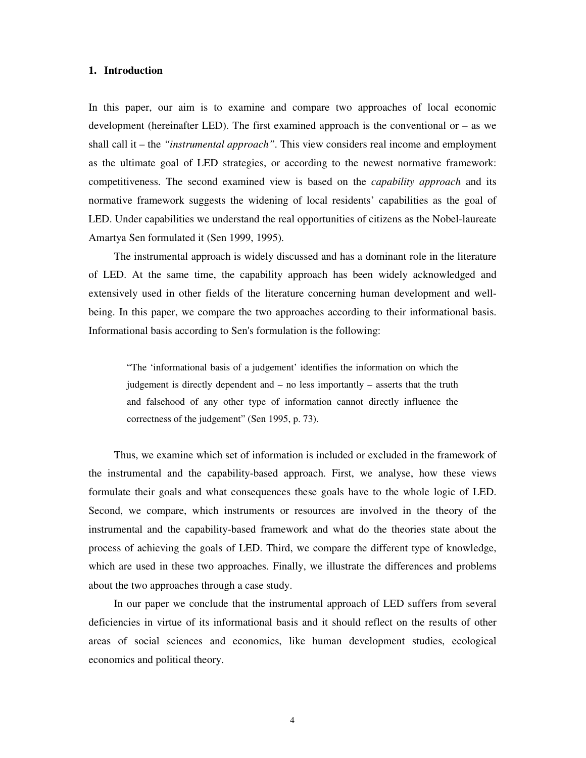## 1. Introduction

In this paper, our aim is to examine and compare two approaches of local economic development (hereinafter LED). The first examined approach is the conventional or – as we shall call it – the *"instrumental approach"*. This view considers real income and employment as the ultimate goal of LED strategies, or according to the newest normative framework: competitiveness. The second examined view is based on the *capability approach* and its normative framework suggests the widening of local residents' capabilities as the goal of LED. Under capabilities we understand the real opportunities of citizens as the Nobel-laureate Amartya Sen formulated it (Sen 1999, 1995).

The instrumental approach is widely discussed and has a dominant role in the literature of LED. At the same time, the capability approach has been widely acknowledged and extensively used in other fields of the literature concerning human development and well-being. In this paper, we compare the two approaches according to their informational basis. Informational basis according to Sen's formulation is the following:

> "The 'informational basis of a judgement' identifies the information on which the judgement is directly dependent and – no less importantly – asserts that the truth and falsehood of any other type of information cannot directly influence the correctness of the judgement" (Sen 1995, p. 73).

Thus, we examine which set of information is included or excluded in the framework of the instrumental and the capability-based approach. First, we analyse, how these views formulate their goals and what consequences these goals have to the whole logic of LED. Second, we compare, which instruments or resources are involved in the theory of the instrumental and the capability-based framework and what do the theories state about the process of achieving the goals of LED. Third, we compare the different type of knowledge, which are used in these two approaches. Finally, we illustrate the differences and problems about the two approaches through a case study.

In our paper we conclude that the instrumental approach of LED suffers from several deficiencies in virtue of its informational basis and it should reflect on the results of other areas of social sciences and economics, like human development studies, ecological economics and political theory.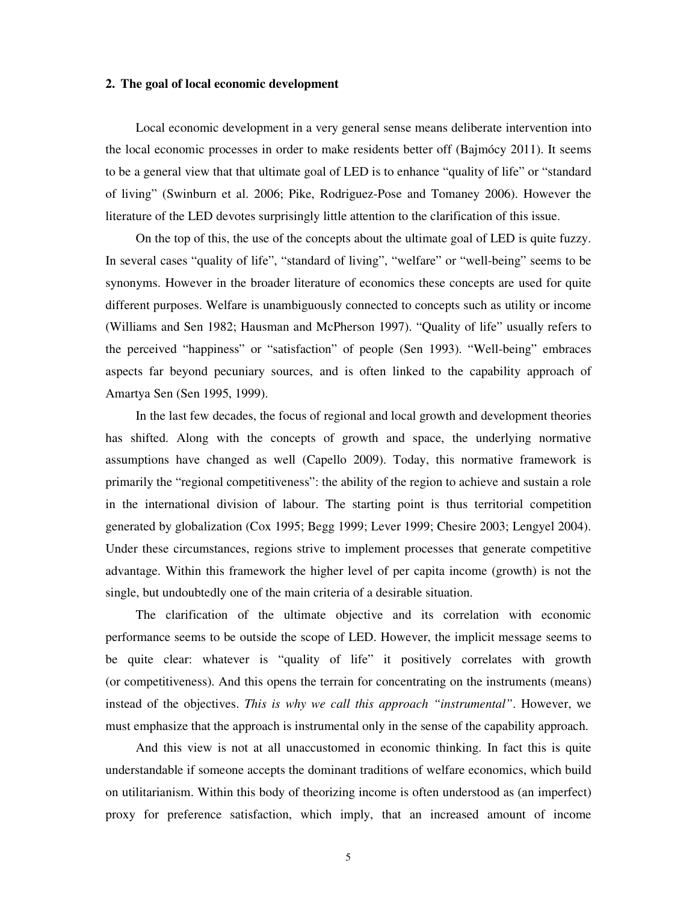## 2. The goal of local economic development

Local economic development in a very general sense means deliberate intervention into the local economic processes in order to make residents better off (Bajmócy 2011). It seems to be a general view that that ultimate goal of LED is to enhance "quality of life" or "standard of living" (Swinburn et al. 2006; Pike, Rodriguez-Pose and Tomaney 2006). However the literature of the LED devotes surprisingly little attention to the clarification of this issue.

On the top of this, the use of the concepts about the ultimate goal of LED is quite fuzzy. In several cases "quality of life", "standard of living", "welfare" or "well-being" seems to be synonyms. However in the broader literature of economics these concepts are used for quite different purposes. Welfare is unambiguously connected to concepts such as utility or income (Williams and Sen 1982; Hausman and McPherson 1997). "Quality of life" usually refers to the perceived "happiness" or "satisfaction" of people (Sen 1993). "Well-being" embraces aspects far beyond pecuniary sources, and is often linked to the capability approach of Amartya Sen (Sen 1995, 1999).

In the last few decades, the focus of regional and local growth and development theories has shifted. Along with the concepts of growth and space, the underlying normative assumptions have changed as well (Capello 2009). Today, this normative framework is primarily the "regional competitiveness": the ability of the region to achieve and sustain a role in the international division of labour. The starting point is thus territorial competition generated by globalization (Cox 1995; Begg 1999; Lever 1999; Chesire 2003; Lengyel 2004). Under these circumstances, regions strive to implement processes that generate competitive advantage. Within this framework the higher level of per capita income (growth) is not the single, but undoubtedly one of the main criteria of a desirable situation.

The clarification of the ultimate objective and its correlation with economic performance seems to be outside the scope of LED. However, the implicit message seems to be quite clear: whatever is "quality of life" it positively correlates with growth (or competitiveness). And this opens the terrain for concentrating on the instruments (means) instead of the objectives. *This is why we call this approach "instrumental"*. However, we must emphasize that the approach is instrumental only in the sense of the capability approach.

And this view is not at all unaccustomed in economic thinking. In fact this is quite understandable if someone accepts the dominant traditions of welfare economics, which build on utilitarianism. Within this body of theorizing income is often understood as (an imperfect) proxy for preference satisfaction, which imply, that an increased amount of income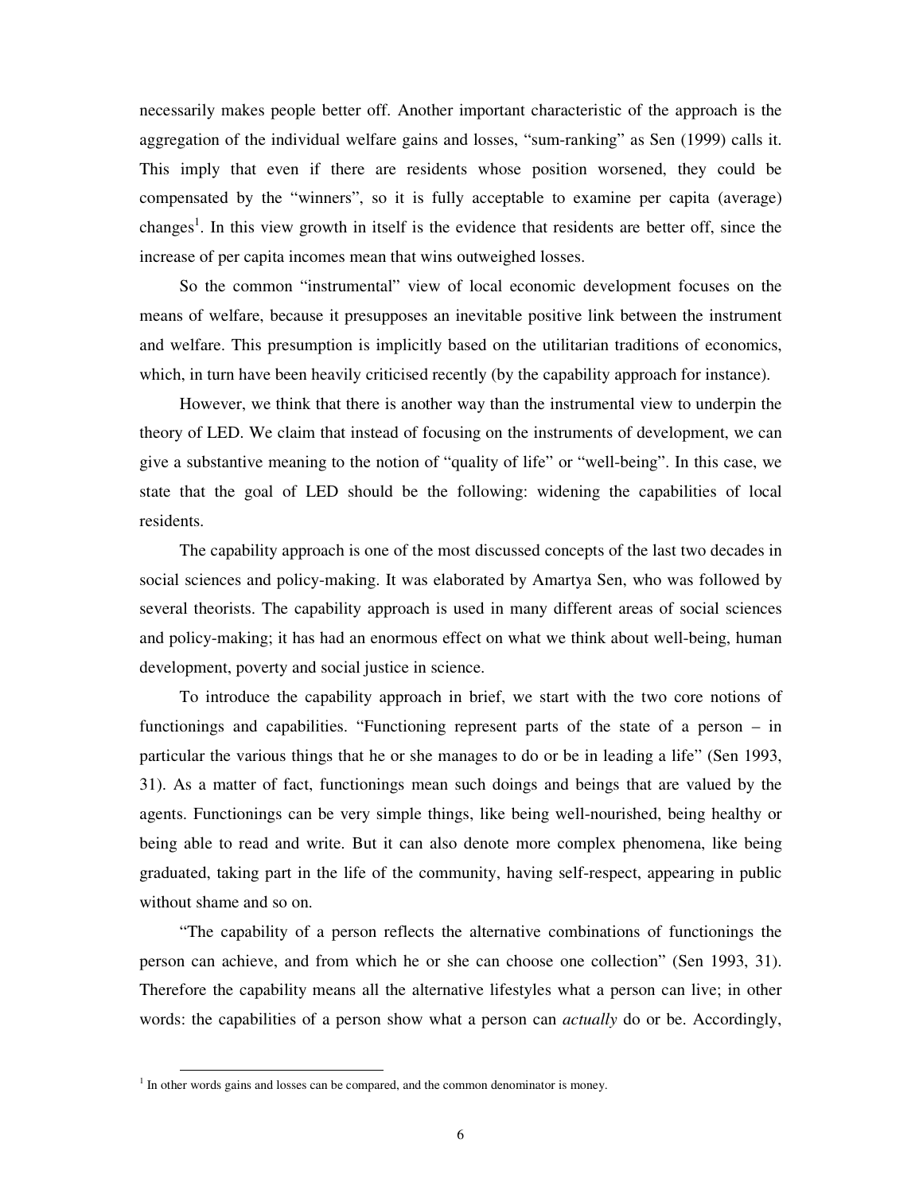necessarily makes people better off. Another important characteristic of the approach is the aggregation of the individual welfare gains and losses, "sum-ranking" as Sen (1999) calls it. This imply that even if there are residents whose position worsened, they could be compensated by the "winners", so it is fully acceptable to examine per capita (average) changes[1]. In this view growth in itself is the evidence that residents are better off, since the increase of per capita incomes mean that wins outweighed losses.

So the common "instrumental" view of local economic development focuses on the means of welfare, because it presupposes an inevitable positive link between the instrument and welfare. This presumption is implicitly based on the utilitarian traditions of economics, which, in turn have been heavily criticised recently (by the capability approach for instance).

However, we think that there is another way than the instrumental view to underpin the theory of LED. We claim that instead of focusing on the instruments of development, we can give a substantive meaning to the notion of "quality of life" or "well-being". In this case, we state that the goal of LED should be the following: widening the capabilities of local residents.

The capability approach is one of the most discussed concepts of the last two decades in social sciences and policy-making. It was elaborated by Amartya Sen, who was followed by several theorists. The capability approach is used in many different areas of social sciences and policy-making; it has had an enormous effect on what we think about well-being, human development, poverty and social justice in science.

To introduce the capability approach in brief, we start with the two core notions of functionings and capabilities. "Functioning represent parts of the state of a person – in particular the various things that he or she manages to do or be in leading a life" (Sen 1993, 31). As a matter of fact, functionings mean such doings and beings that are valued by the agents. Functionings can be very simple things, like being well-nourished, being healthy or being able to read and write. But it can also denote more complex phenomena, like being graduated, taking part in the life of the community, having self-respect, appearing in public without shame and so on.

"The capability of a person reflects the alternative combinations of functionings the person can achieve, and from which he or she can choose one collection" (Sen 1993, 31). Therefore the capability means all the alternative lifestyles what a person can live; in other words: the capabilities of a person show what a person can *actually* do or be. Accordingly,

[1] In other words gains and losses can be compared, and the common denominator is money.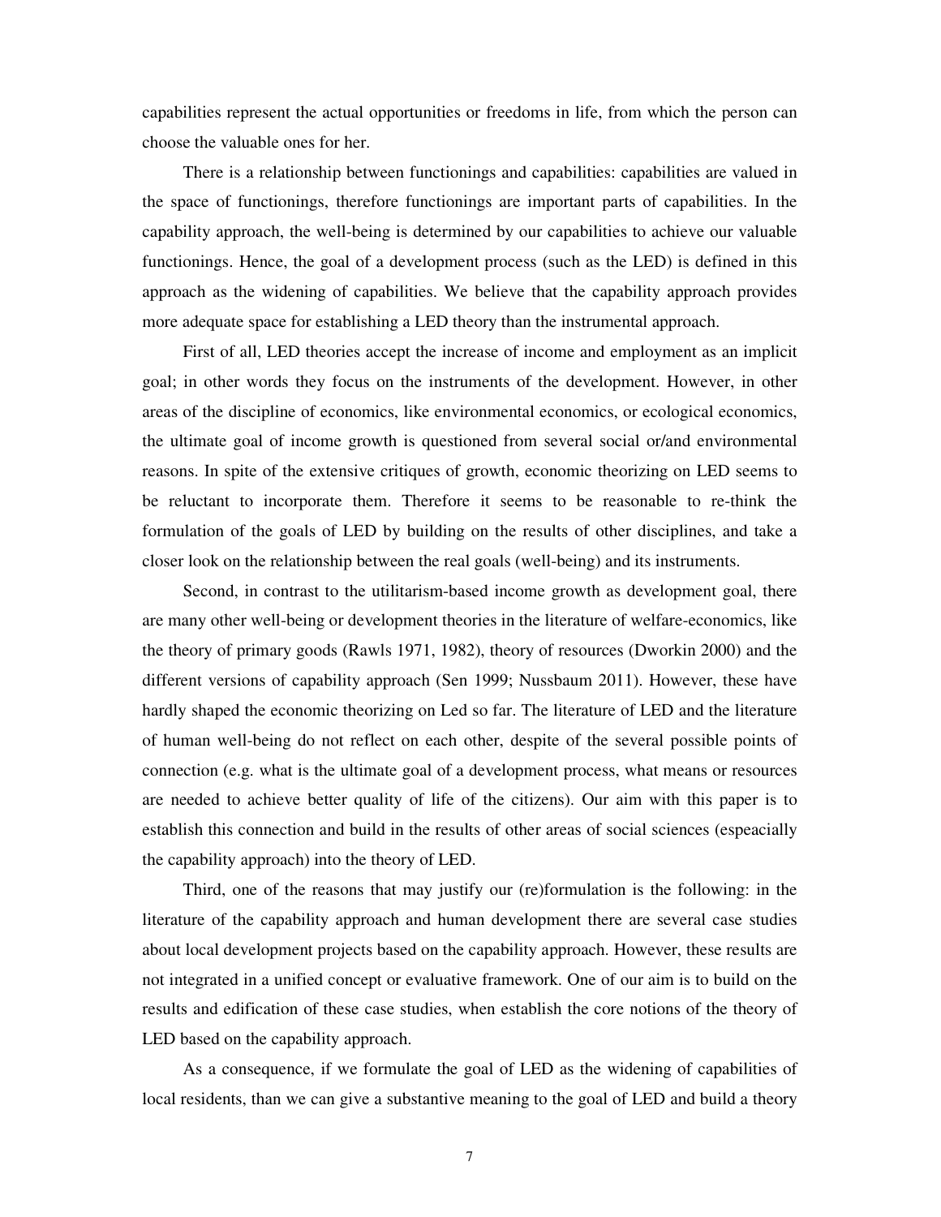capabilities represent the actual opportunities or freedoms in life, from which the person can choose the valuable ones for her.

There is a relationship between functionings and capabilities: capabilities are valued in the space of functionings, therefore functionings are important parts of capabilities. In the capability approach, the well-being is determined by our capabilities to achieve our valuable functionings. Hence, the goal of a development process (such as the LED) is defined in this approach as the widening of capabilities. We believe that the capability approach provides more adequate space for establishing a LED theory than the instrumental approach.

First of all, LED theories accept the increase of income and employment as an implicit goal; in other words they focus on the instruments of the development. However, in other areas of the discipline of economics, like environmental economics, or ecological economics, the ultimate goal of income growth is questioned from several social or/and environmental reasons. In spite of the extensive critiques of growth, economic theorizing on LED seems to be reluctant to incorporate them. Therefore it seems to be reasonable to re-think the formulation of the goals of LED by building on the results of other disciplines, and take a closer look on the relationship between the real goals (well-being) and its instruments.

Second, in contrast to the utilitarism-based income growth as development goal, there are many other well-being or development theories in the literature of welfare-economics, like the theory of primary goods (Rawls 1971, 1982), theory of resources (Dworkin 2000) and the different versions of capability approach (Sen 1999; Nussbaum 2011). However, these have hardly shaped the economic theorizing on Led so far. The literature of LED and the literature of human well-being do not reflect on each other, despite of the several possible points of connection (e.g. what is the ultimate goal of a development process, what means or resources are needed to achieve better quality of life of the citizens). Our aim with this paper is to establish this connection and build in the results of other areas of social sciences (espeacially the capability approach) into the theory of LED.

Third, one of the reasons that may justify our (re)formulation is the following: in the literature of the capability approach and human development there are several case studies about local development projects based on the capability approach. However, these results are not integrated in a unified concept or evaluative framework. One of our aim is to build on the results and edification of these case studies, when establish the core notions of the theory of LED based on the capability approach.

As a consequence, if we formulate the goal of LED as the widening of capabilities of local residents, than we can give a substantive meaning to the goal of LED and build a theory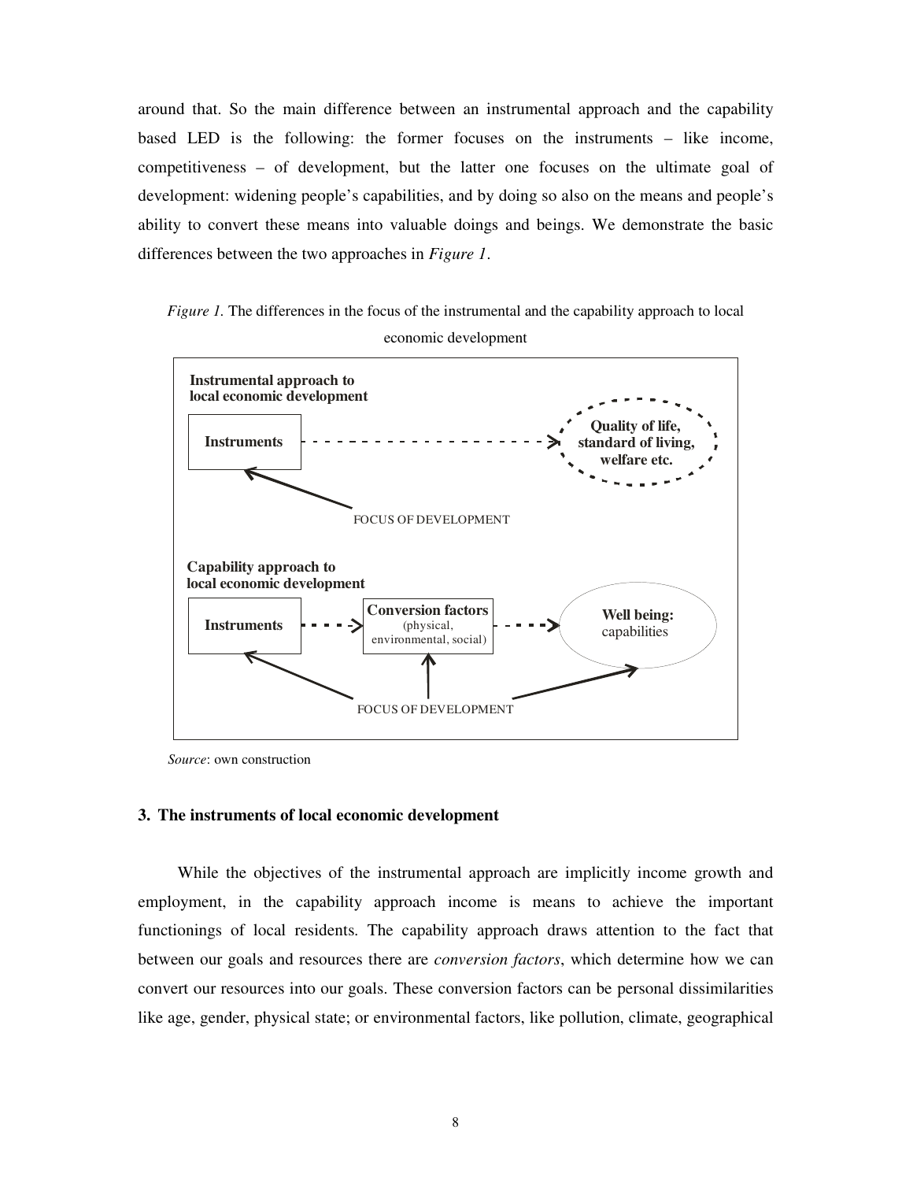around that. So the main difference between an instrumental approach and the capability based LED is the following: the former focuses on the instruments – like income, competitiveness – of development, but the latter one focuses on the ultimate goal of development: widening people's capabilities, and by doing so also on the means and people's ability to convert these means into valuable doings and beings. We demonstrate the basic differences between the two approaches in *Figure 1*.

*Figure 1.* The differences in the focus of the instrumental and the capability approach to local economic development

**Instrumental approach to local economic development**

**Instruments** - - - → **Quality of life, standard of living, welfare etc.**

FOCUS OF DEVELOPMENT

**Capability approach to local economic development**

**Instruments** - - - → **Conversion factors** (physical, environmental, social) - - - → **Well being:** capabilities

FOCUS OF DEVELOPMENT

*Source*: own construction

## 3. The instruments of local economic development

While the objectives of the instrumental approach are implicitly income growth and employment, in the capability approach income is means to achieve the important functionings of local residents. The capability approach draws attention to the fact that between our goals and resources there are *conversion factors*, which determine how we can convert our resources into our goals. These conversion factors can be personal dissimilarities like age, gender, physical state; or environmental factors, like pollution, climate, geographical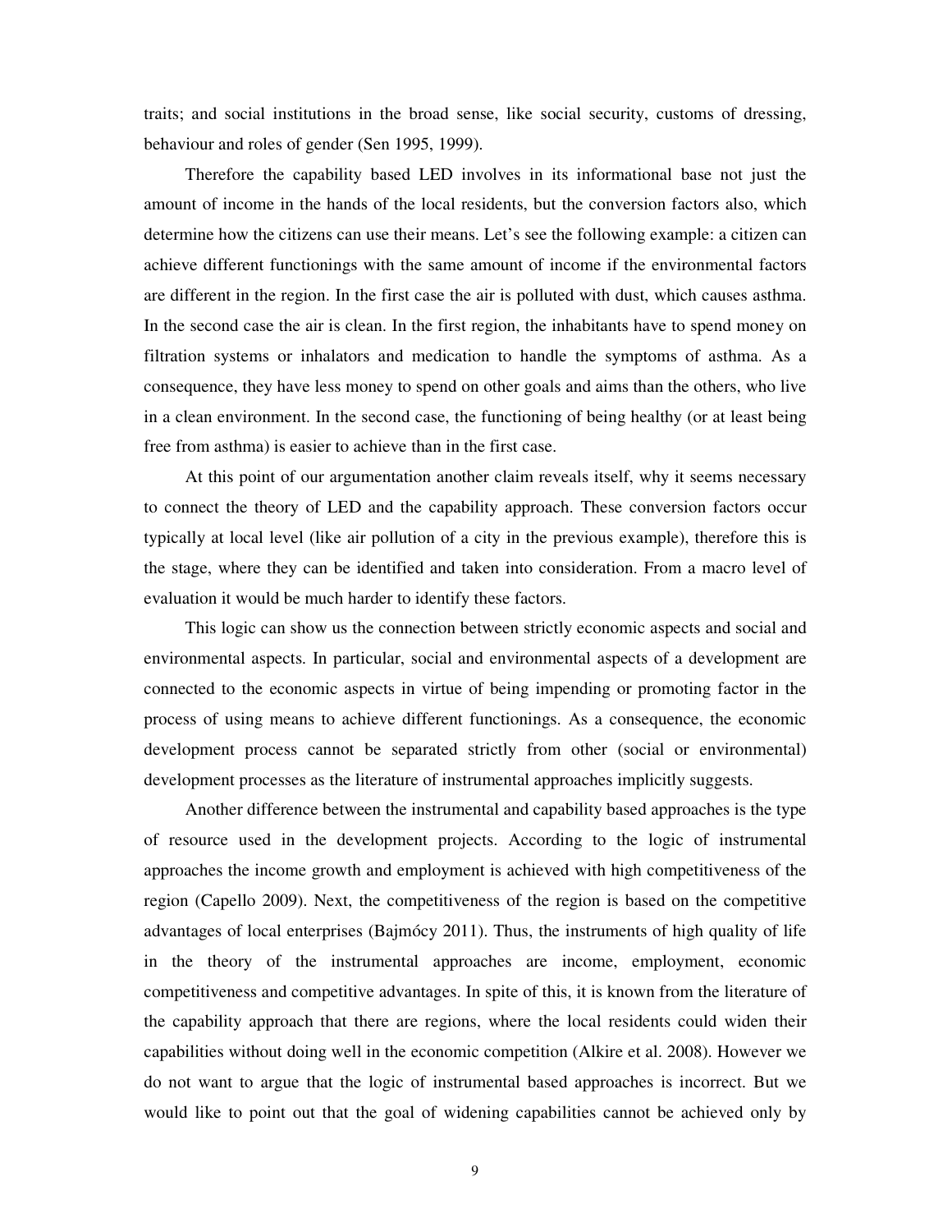traits; and social institutions in the broad sense, like social security, customs of dressing, behaviour and roles of gender (Sen 1995, 1999).

Therefore the capability based LED involves in its informational base not just the amount of income in the hands of the local residents, but the conversion factors also, which determine how the citizens can use their means. Let's see the following example: a citizen can achieve different functionings with the same amount of income if the environmental factors are different in the region. In the first case the air is polluted with dust, which causes asthma. In the second case the air is clean. In the first region, the inhabitants have to spend money on filtration systems or inhalators and medication to handle the symptoms of asthma. As a consequence, they have less money to spend on other goals and aims than the others, who live in a clean environment. In the second case, the functioning of being healthy (or at least being free from asthma) is easier to achieve than in the first case.

At this point of our argumentation another claim reveals itself, why it seems necessary to connect the theory of LED and the capability approach. These conversion factors occur typically at local level (like air pollution of a city in the previous example), therefore this is the stage, where they can be identified and taken into consideration. From a macro level of evaluation it would be much harder to identify these factors.

This logic can show us the connection between strictly economic aspects and social and environmental aspects. In particular, social and environmental aspects of a development are connected to the economic aspects in virtue of being impending or promoting factor in the process of using means to achieve different functionings. As a consequence, the economic development process cannot be separated strictly from other (social or environmental) development processes as the literature of instrumental approaches implicitly suggests.

Another difference between the instrumental and capability based approaches is the type of resource used in the development projects. According to the logic of instrumental approaches the income growth and employment is achieved with high competitiveness of the region (Capello 2009). Next, the competitiveness of the region is based on the competitive advantages of local enterprises (Bajmócy 2011). Thus, the instruments of high quality of life in the theory of the instrumental approaches are income, employment, economic competitiveness and competitive advantages. In spite of this, it is known from the literature of the capability approach that there are regions, where the local residents could widen their capabilities without doing well in the economic competition (Alkire et al. 2008). However we do not want to argue that the logic of instrumental based approaches is incorrect. But we would like to point out that the goal of widening capabilities cannot be achieved only by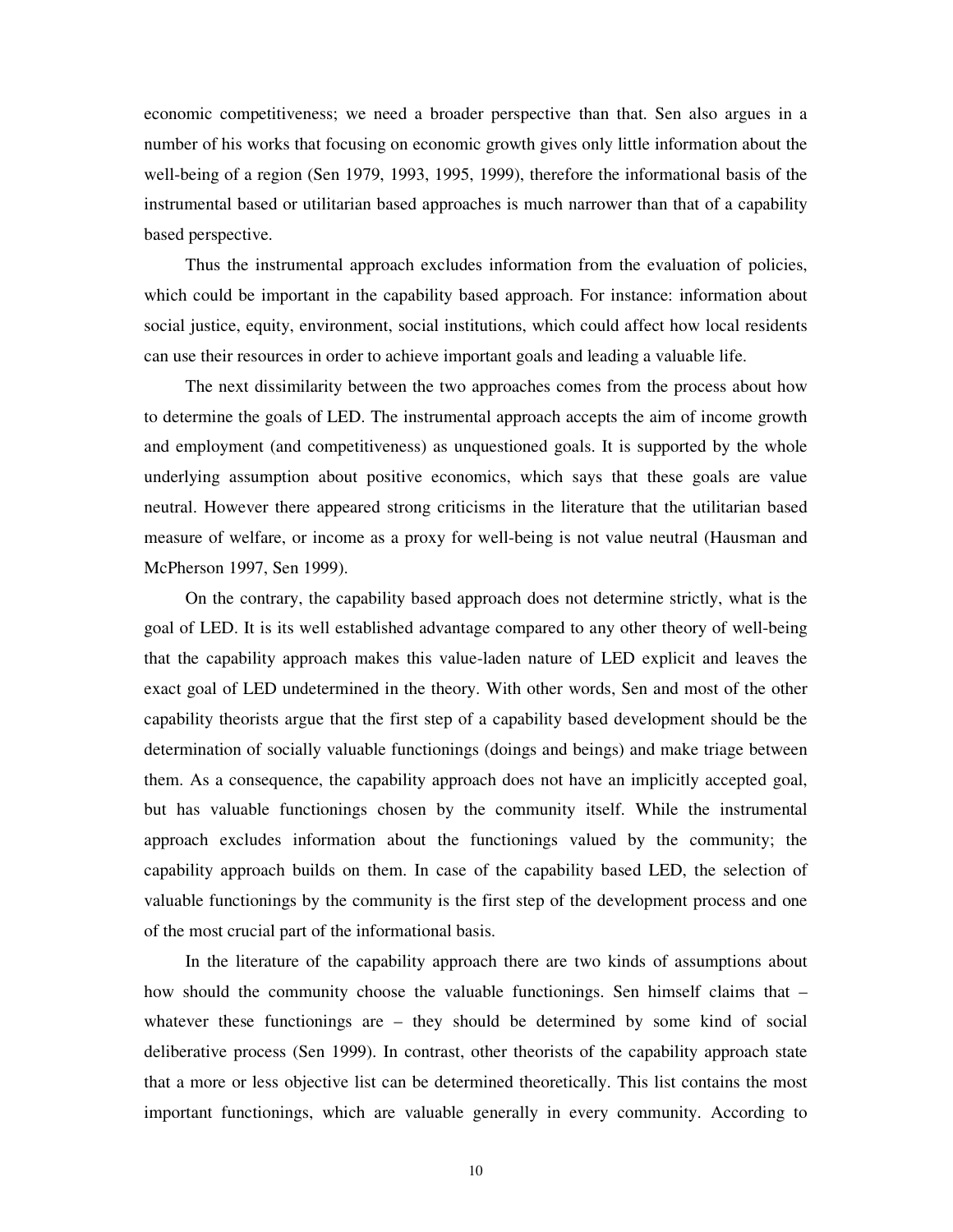economic competitiveness; we need a broader perspective than that. Sen also argues in a number of his works that focusing on economic growth gives only little information about the well-being of a region (Sen 1979, 1993, 1995, 1999), therefore the informational basis of the instrumental based or utilitarian based approaches is much narrower than that of a capability based perspective.

Thus the instrumental approach excludes information from the evaluation of policies, which could be important in the capability based approach. For instance: information about social justice, equity, environment, social institutions, which could affect how local residents can use their resources in order to achieve important goals and leading a valuable life.

The next dissimilarity between the two approaches comes from the process about how to determine the goals of LED. The instrumental approach accepts the aim of income growth and employment (and competitiveness) as unquestioned goals. It is supported by the whole underlying assumption about positive economics, which says that these goals are value neutral. However there appeared strong criticisms in the literature that the utilitarian based measure of welfare, or income as a proxy for well-being is not value neutral (Hausman and McPherson 1997, Sen 1999).

On the contrary, the capability based approach does not determine strictly, what is the goal of LED. It is its well established advantage compared to any other theory of well-being that the capability approach makes this value-laden nature of LED explicit and leaves the exact goal of LED undetermined in the theory. With other words, Sen and most of the other capability theorists argue that the first step of a capability based development should be the determination of socially valuable functionings (doings and beings) and make triage between them. As a consequence, the capability approach does not have an implicitly accepted goal, but has valuable functionings chosen by the community itself. While the instrumental approach excludes information about the functionings valued by the community; the capability approach builds on them. In case of the capability based LED, the selection of valuable functionings by the community is the first step of the development process and one of the most crucial part of the informational basis.

In the literature of the capability approach there are two kinds of assumptions about how should the community choose the valuable functionings. Sen himself claims that – whatever these functionings are – they should be determined by some kind of social deliberative process (Sen 1999). In contrast, other theorists of the capability approach state that a more or less objective list can be determined theoretically. This list contains the most important functionings, which are valuable generally in every community. According to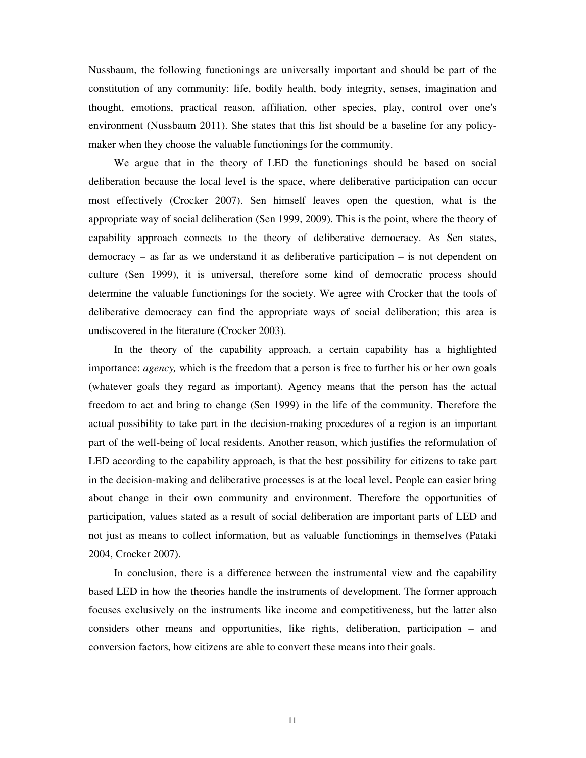Nussbaum, the following functionings are universally important and should be part of the constitution of any community: life, bodily health, body integrity, senses, imagination and thought, emotions, practical reason, affiliation, other species, play, control over one's environment (Nussbaum 2011). She states that this list should be a baseline for any policy-maker when they choose the valuable functionings for the community.

We argue that in the theory of LED the functionings should be based on social deliberation because the local level is the space, where deliberative participation can occur most effectively (Crocker 2007). Sen himself leaves open the question, what is the appropriate way of social deliberation (Sen 1999, 2009). This is the point, where the theory of capability approach connects to the theory of deliberative democracy. As Sen states, democracy – as far as we understand it as deliberative participation – is not dependent on culture (Sen 1999), it is universal, therefore some kind of democratic process should determine the valuable functionings for the society. We agree with Crocker that the tools of deliberative democracy can find the appropriate ways of social deliberation; this area is undiscovered in the literature (Crocker 2003).

In the theory of the capability approach, a certain capability has a highlighted importance: *agency,* which is the freedom that a person is free to further his or her own goals (whatever goals they regard as important). Agency means that the person has the actual freedom to act and bring to change (Sen 1999) in the life of the community. Therefore the actual possibility to take part in the decision-making procedures of a region is an important part of the well-being of local residents. Another reason, which justifies the reformulation of LED according to the capability approach, is that the best possibility for citizens to take part in the decision-making and deliberative processes is at the local level. People can easier bring about change in their own community and environment. Therefore the opportunities of participation, values stated as a result of social deliberation are important parts of LED and not just as means to collect information, but as valuable functionings in themselves (Pataki 2004, Crocker 2007).

In conclusion, there is a difference between the instrumental view and the capability based LED in how the theories handle the instruments of development. The former approach focuses exclusively on the instruments like income and competitiveness, but the latter also considers other means and opportunities, like rights, deliberation, participation – and conversion factors, how citizens are able to convert these means into their goals.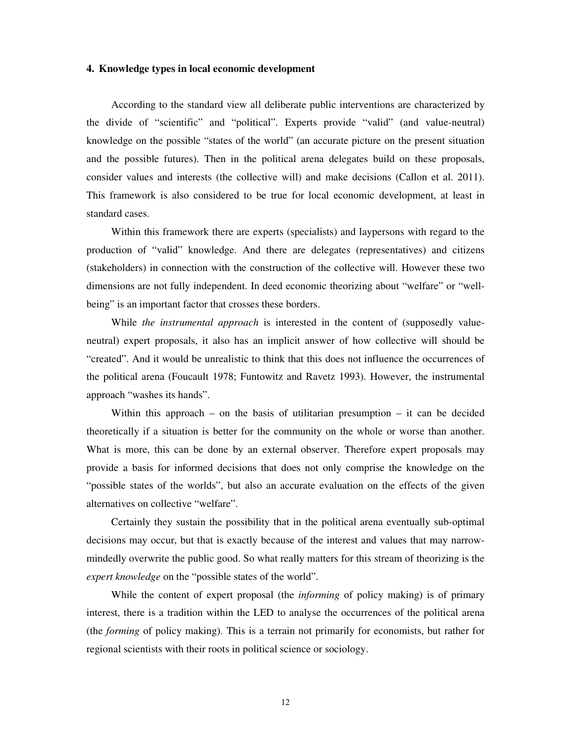## 4. Knowledge types in local economic development

According to the standard view all deliberate public interventions are characterized by the divide of "scientific" and "political". Experts provide "valid" (and value-neutral) knowledge on the possible "states of the world" (an accurate picture on the present situation and the possible futures). Then in the political arena delegates build on these proposals, consider values and interests (the collective will) and make decisions (Callon et al. 2011). This framework is also considered to be true for local economic development, at least in standard cases.

Within this framework there are experts (specialists) and laypersons with regard to the production of "valid" knowledge. And there are delegates (representatives) and citizens (stakeholders) in connection with the construction of the collective will. However these two dimensions are not fully independent. In deed economic theorizing about "welfare" or "well-being" is an important factor that crosses these borders.

While *the instrumental approach* is interested in the content of (supposedly value-neutral) expert proposals, it also has an implicit answer of how collective will should be "created". And it would be unrealistic to think that this does not influence the occurrences of the political arena (Foucault 1978; Funtowitz and Ravetz 1993). However, the instrumental approach "washes its hands".

Within this approach – on the basis of utilitarian presumption – it can be decided theoretically if a situation is better for the community on the whole or worse than another. What is more, this can be done by an external observer. Therefore expert proposals may provide a basis for informed decisions that does not only comprise the knowledge on the "possible states of the worlds", but also an accurate evaluation on the effects of the given alternatives on collective "welfare".

Certainly they sustain the possibility that in the political arena eventually sub-optimal decisions may occur, but that is exactly because of the interest and values that may narrow-mindedly overwrite the public good. So what really matters for this stream of theorizing is the *expert knowledge* on the "possible states of the world".

While the content of expert proposal (the *informing* of policy making) is of primary interest, there is a tradition within the LED to analyse the occurrences of the political arena (the *forming* of policy making). This is a terrain not primarily for economists, but rather for regional scientists with their roots in political science or sociology.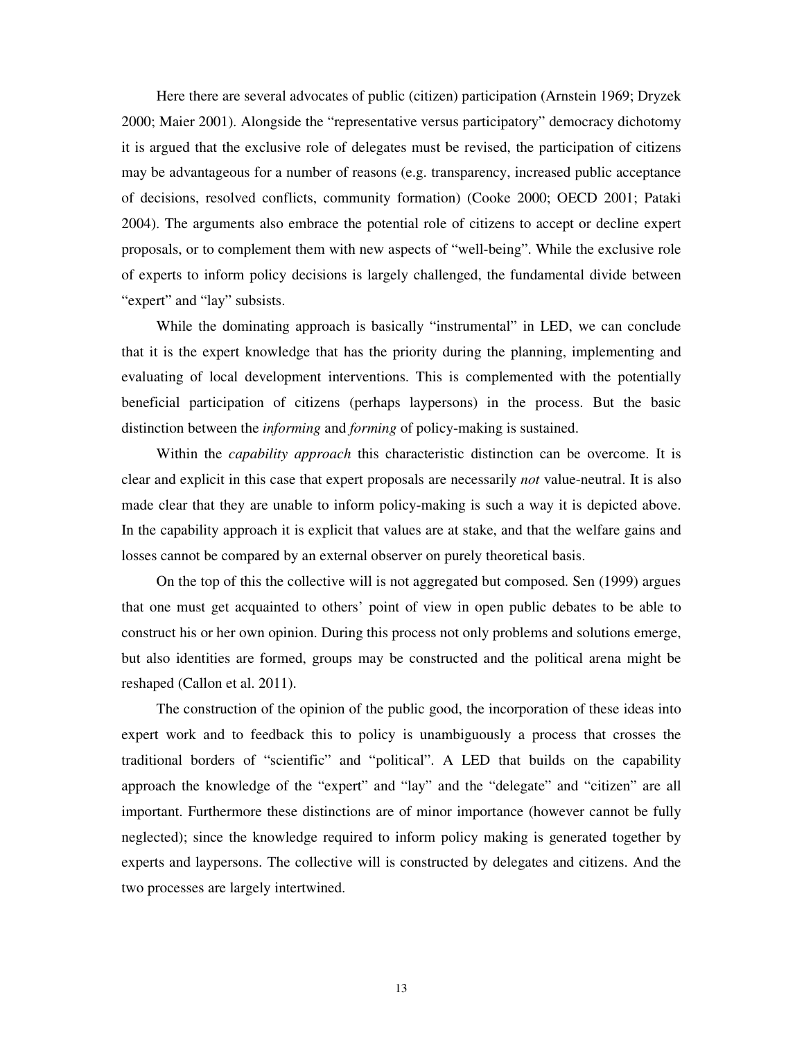Here there are several advocates of public (citizen) participation (Arnstein 1969; Dryzek 2000; Maier 2001). Alongside the "representative versus participatory" democracy dichotomy it is argued that the exclusive role of delegates must be revised, the participation of citizens may be advantageous for a number of reasons (e.g. transparency, increased public acceptance of decisions, resolved conflicts, community formation) (Cooke 2000; OECD 2001; Pataki 2004). The arguments also embrace the potential role of citizens to accept or decline expert proposals, or to complement them with new aspects of "well-being". While the exclusive role of experts to inform policy decisions is largely challenged, the fundamental divide between "expert" and "lay" subsists.

While the dominating approach is basically "instrumental" in LED, we can conclude that it is the expert knowledge that has the priority during the planning, implementing and evaluating of local development interventions. This is complemented with the potentially beneficial participation of citizens (perhaps laypersons) in the process. But the basic distinction between the *informing* and *forming* of policy-making is sustained.

Within the *capability approach* this characteristic distinction can be overcome. It is clear and explicit in this case that expert proposals are necessarily *not* value-neutral. It is also made clear that they are unable to inform policy-making is such a way it is depicted above. In the capability approach it is explicit that values are at stake, and that the welfare gains and losses cannot be compared by an external observer on purely theoretical basis.

On the top of this the collective will is not aggregated but composed. Sen (1999) argues that one must get acquainted to others' point of view in open public debates to be able to construct his or her own opinion. During this process not only problems and solutions emerge, but also identities are formed, groups may be constructed and the political arena might be reshaped (Callon et al. 2011).

The construction of the opinion of the public good, the incorporation of these ideas into expert work and to feedback this to policy is unambiguously a process that crosses the traditional borders of "scientific" and "political". A LED that builds on the capability approach the knowledge of the "expert" and "lay" and the "delegate" and "citizen" are all important. Furthermore these distinctions are of minor importance (however cannot be fully neglected); since the knowledge required to inform policy making is generated together by experts and laypersons. The collective will is constructed by delegates and citizens. And the two processes are largely intertwined.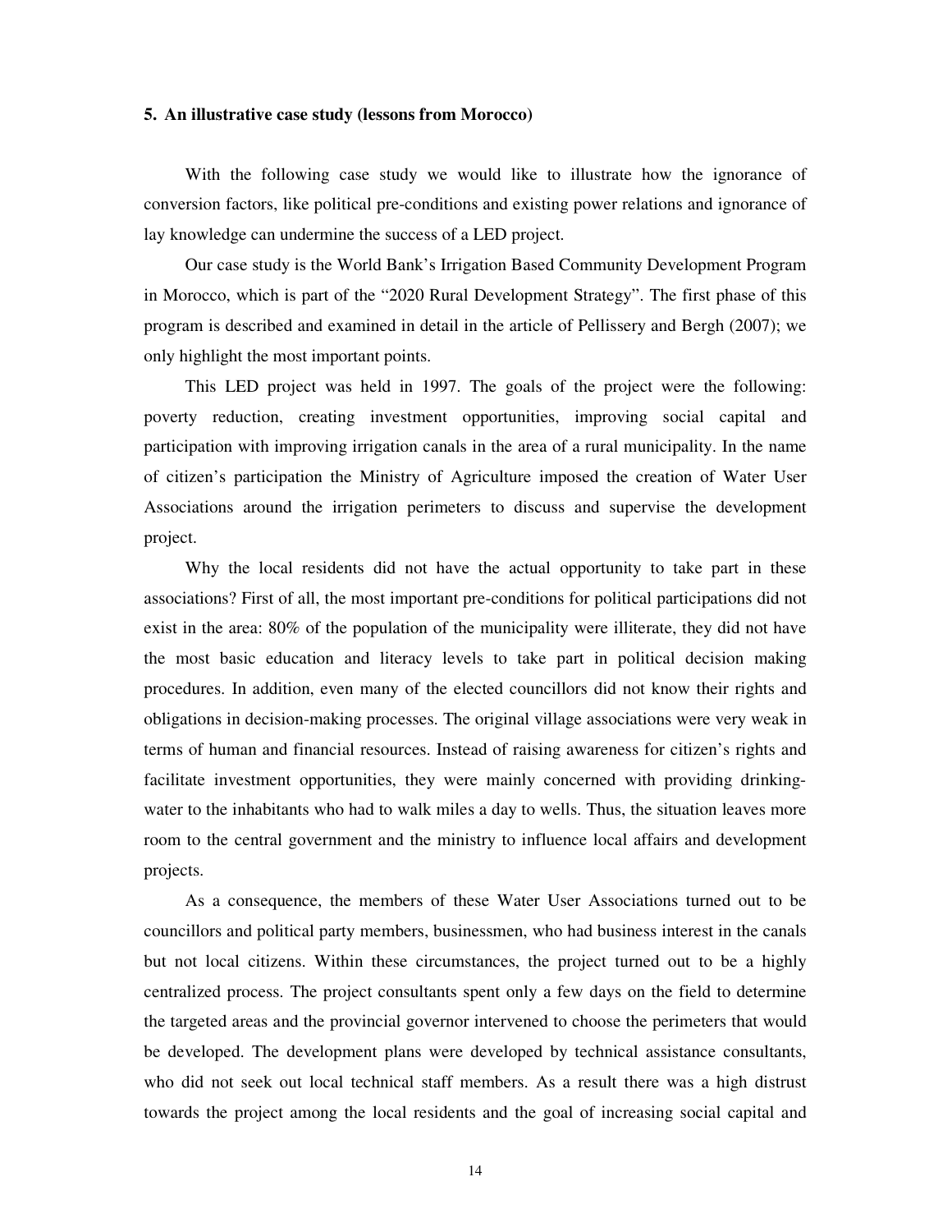### 5. An illustrative case study (lessons from Morocco)

With the following case study we would like to illustrate how the ignorance of conversion factors, like political pre-conditions and existing power relations and ignorance of lay knowledge can undermine the success of a LED project.

Our case study is the World Bank's Irrigation Based Community Development Program in Morocco, which is part of the "2020 Rural Development Strategy". The first phase of this program is described and examined in detail in the article of Pellissery and Bergh (2007); we only highlight the most important points.

This LED project was held in 1997. The goals of the project were the following: poverty reduction, creating investment opportunities, improving social capital and participation with improving irrigation canals in the area of a rural municipality. In the name of citizen's participation the Ministry of Agriculture imposed the creation of Water User Associations around the irrigation perimeters to discuss and supervise the development project.

Why the local residents did not have the actual opportunity to take part in these associations? First of all, the most important pre-conditions for political participations did not exist in the area: 80% of the population of the municipality were illiterate, they did not have the most basic education and literacy levels to take part in political decision making procedures. In addition, even many of the elected councillors did not know their rights and obligations in decision-making processes. The original village associations were very weak in terms of human and financial resources. Instead of raising awareness for citizen's rights and facilitate investment opportunities, they were mainly concerned with providing drinking-water to the inhabitants who had to walk miles a day to wells. Thus, the situation leaves more room to the central government and the ministry to influence local affairs and development projects.

As a consequence, the members of these Water User Associations turned out to be councillors and political party members, businessmen, who had business interest in the canals but not local citizens. Within these circumstances, the project turned out to be a highly centralized process. The project consultants spent only a few days on the field to determine the targeted areas and the provincial governor intervened to choose the perimeters that would be developed. The development plans were developed by technical assistance consultants, who did not seek out local technical staff members. As a result there was a high distrust towards the project among the local residents and the goal of increasing social capital and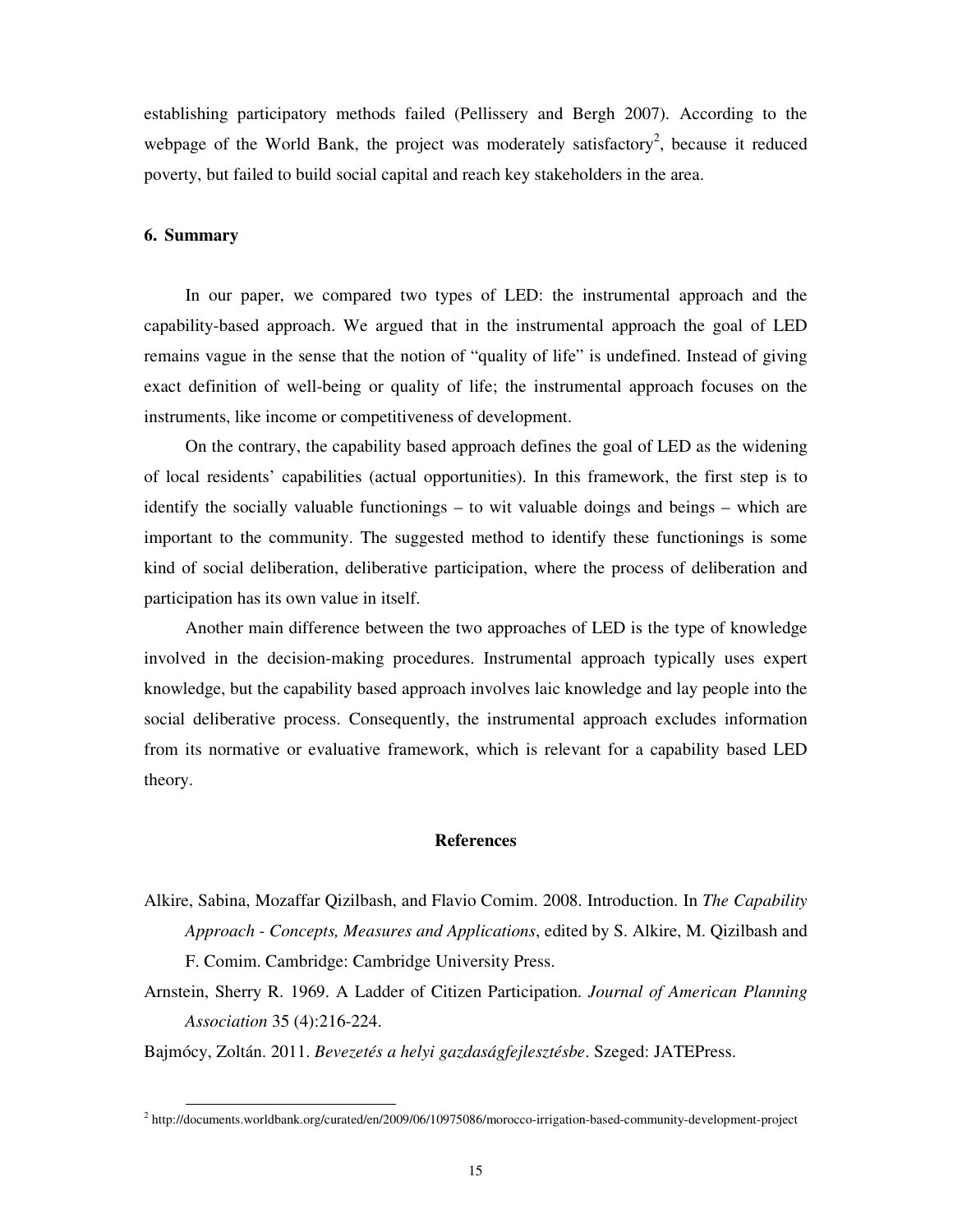establishing participatory methods failed (Pellissery and Bergh 2007). According to the webpage of the World Bank, the project was moderately satisfactory[2], because it reduced poverty, but failed to build social capital and reach key stakeholders in the area.

## 6. Summary

In our paper, we compared two types of LED: the instrumental approach and the capability-based approach. We argued that in the instrumental approach the goal of LED remains vague in the sense that the notion of "quality of life" is undefined. Instead of giving exact definition of well-being or quality of life; the instrumental approach focuses on the instruments, like income or competitiveness of development.

On the contrary, the capability based approach defines the goal of LED as the widening of local residents' capabilities (actual opportunities). In this framework, the first step is to identify the socially valuable functionings – to wit valuable doings and beings – which are important to the community. The suggested method to identify these functionings is some kind of social deliberation, deliberative participation, where the process of deliberation and participation has its own value in itself.

Another main difference between the two approaches of LED is the type of knowledge involved in the decision-making procedures. Instrumental approach typically uses expert knowledge, but the capability based approach involves laic knowledge and lay people into the social deliberative process. Consequently, the instrumental approach excludes information from its normative or evaluative framework, which is relevant for a capability based LED theory.

## References

Alkire, Sabina, Mozaffar Qizilbash, and Flavio Comim. 2008. Introduction. In *The Capability Approach - Concepts, Measures and Applications*, edited by S. Alkire, M. Qizilbash and F. Comim. Cambridge: Cambridge University Press.

Arnstein, Sherry R. 1969. A Ladder of Citizen Participation. *Journal of American Planning Association* 35 (4):216-224.

Bajmócy, Zoltán. 2011. *Bevezetés a helyi gazdaságfejlesztésbe*. Szeged: JATEPress.

[2] http://documents.worldbank.org/curated/en/2009/06/10975086/morocco-irrigation-based-community-development-project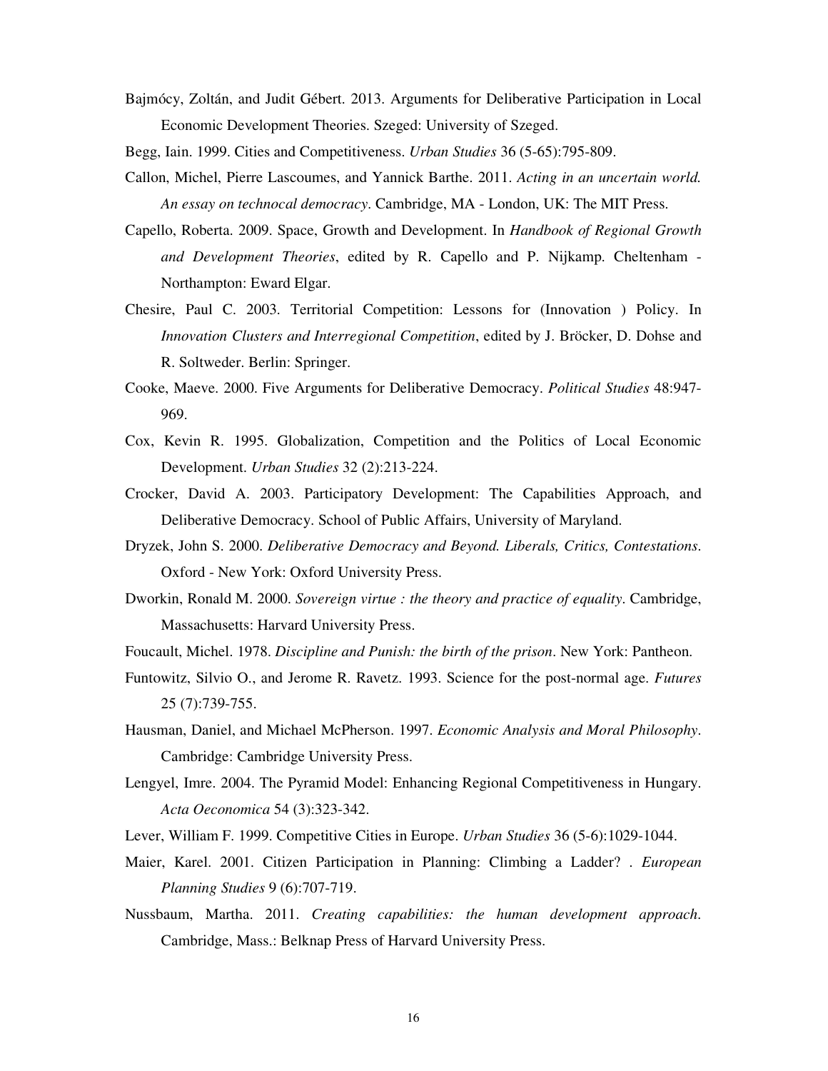Bajmócy, Zoltán, and Judit Gébert. 2013. Arguments for Deliberative Participation in Local Economic Development Theories. Szeged: University of Szeged.

Begg, Iain. 1999. Cities and Competitiveness. *Urban Studies* 36 (5-65):795-809.

Callon, Michel, Pierre Lascoumes, and Yannick Barthe. 2011. *Acting in an uncertain world. An essay on technocal democracy*. Cambridge, MA - London, UK: The MIT Press.

Capello, Roberta. 2009. Space, Growth and Development. In *Handbook of Regional Growth and Development Theories*, edited by R. Capello and P. Nijkamp. Cheltenham - Northampton: Eward Elgar.

Chesire, Paul C. 2003. Territorial Competition: Lessons for (Innovation ) Policy. In *Innovation Clusters and Interregional Competition*, edited by J. Bröcker, D. Dohse and R. Soltweder. Berlin: Springer.

Cooke, Maeve. 2000. Five Arguments for Deliberative Democracy. *Political Studies* 48:947-969.

Cox, Kevin R. 1995. Globalization, Competition and the Politics of Local Economic Development. *Urban Studies* 32 (2):213-224.

Crocker, David A. 2003. Participatory Development: The Capabilities Approach, and Deliberative Democracy. School of Public Affairs, University of Maryland.

Dryzek, John S. 2000. *Deliberative Democracy and Beyond. Liberals, Critics, Contestations*. Oxford - New York: Oxford University Press.

Dworkin, Ronald M. 2000. *Sovereign virtue : the theory and practice of equality*. Cambridge, Massachusetts: Harvard University Press.

Foucault, Michel. 1978. *Discipline and Punish: the birth of the prison*. New York: Pantheon.

Funtowitz, Silvio O., and Jerome R. Ravetz. 1993. Science for the post-normal age. *Futures* 25 (7):739-755.

Hausman, Daniel, and Michael McPherson. 1997. *Economic Analysis and Moral Philosophy*. Cambridge: Cambridge University Press.

Lengyel, Imre. 2004. The Pyramid Model: Enhancing Regional Competitiveness in Hungary. *Acta Oeconomica* 54 (3):323-342.

Lever, William F. 1999. Competitive Cities in Europe. *Urban Studies* 36 (5-6):1029-1044.

Maier, Karel. 2001. Citizen Participation in Planning: Climbing a Ladder? . *European Planning Studies* 9 (6):707-719.

Nussbaum, Martha. 2011. *Creating capabilities: the human development approach*. Cambridge, Mass.: Belknap Press of Harvard University Press.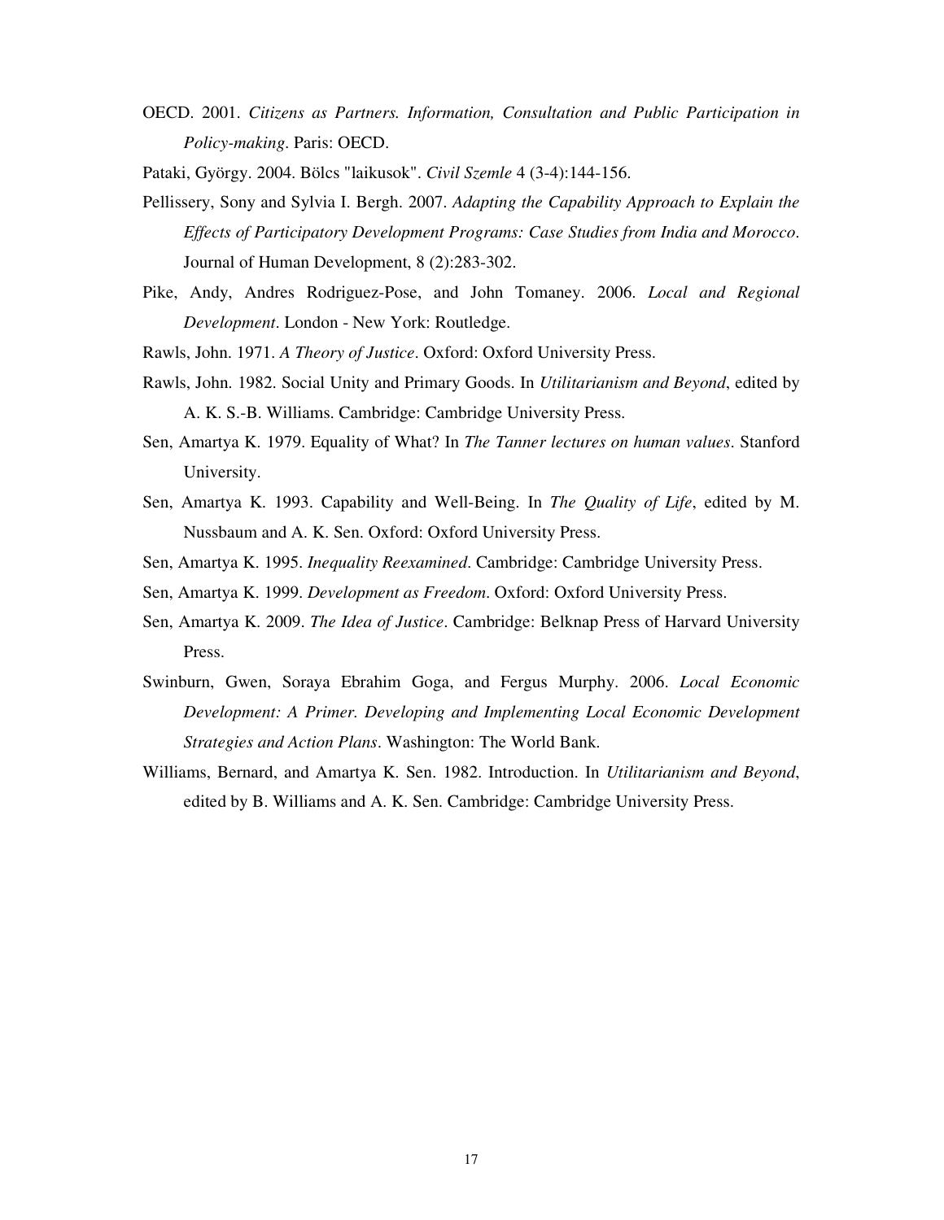OECD. 2001. *Citizens as Partners. Information, Consultation and Public Participation in Policy-making*. Paris: OECD.

Pataki, György. 2004. Bölcs "laikusok". *Civil Szemle* 4 (3-4):144-156.

Pellissery, Sony and Sylvia I. Bergh. 2007. *Adapting the Capability Approach to Explain the Effects of Participatory Development Programs: Case Studies from India and Morocco*. Journal of Human Development, 8 (2):283-302.

Pike, Andy, Andres Rodriguez-Pose, and John Tomaney. 2006. *Local and Regional Development*. London - New York: Routledge.

Rawls, John. 1971. *A Theory of Justice*. Oxford: Oxford University Press.

Rawls, John. 1982. Social Unity and Primary Goods. In *Utilitarianism and Beyond*, edited by A. K. S.-B. Williams. Cambridge: Cambridge University Press.

Sen, Amartya K. 1979. Equality of What? In *The Tanner lectures on human values*. Stanford University.

Sen, Amartya K. 1993. Capability and Well-Being. In *The Quality of Life*, edited by M. Nussbaum and A. K. Sen. Oxford: Oxford University Press.

Sen, Amartya K. 1995. *Inequality Reexamined*. Cambridge: Cambridge University Press.

Sen, Amartya K. 1999. *Development as Freedom*. Oxford: Oxford University Press.

Sen, Amartya K. 2009. *The Idea of Justice*. Cambridge: Belknap Press of Harvard University Press.

Swinburn, Gwen, Soraya Ebrahim Goga, and Fergus Murphy. 2006. *Local Economic Development: A Primer. Developing and Implementing Local Economic Development Strategies and Action Plans*. Washington: The World Bank.

Williams, Bernard, and Amartya K. Sen. 1982. Introduction. In *Utilitarianism and Beyond*, edited by B. Williams and A. K. Sen. Cambridge: Cambridge University Press.